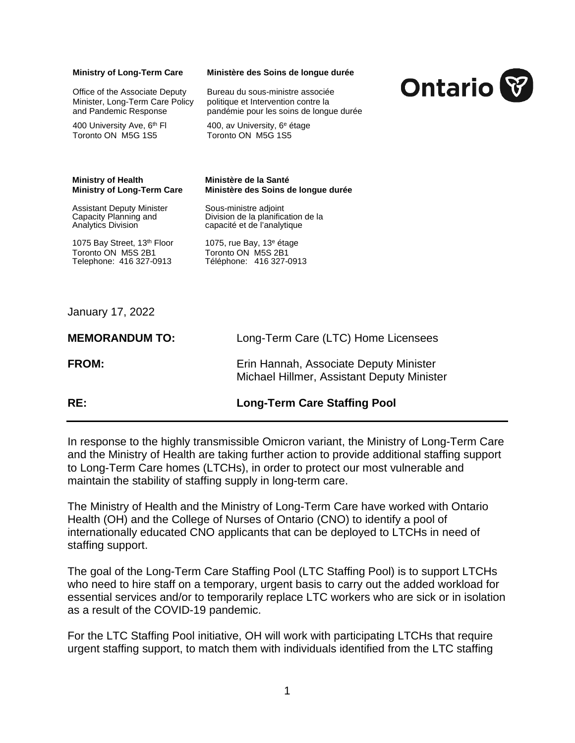**Ministry of Long-Term Care**

Office of the Associate Deputy Minister, Long-Term Care Policy and Pandemic Response

400 University Ave, 6th Fl
Toronto ON M5G 1S5

**Ministère des Soins de longue durée**

Bureau du sous-ministre associée politique et Intervention contre la pandémie pour les soins de longue durée

400, av University, 6e étage
Toronto ON M5G 1S5

**Ministry of Health**
**Ministry of Long-Term Care**

Assistant Deputy Minister
Capacity Planning and Analytics Division

1075 Bay Street, 13th Floor
Toronto ON M5S 2B1
Telephone: 416 327-0913

**Ministère de la Santé**
**Ministère des Soins de longue durée**

Sous-ministre adjoint
Division de la planification de la capacité et de l'analytique

1075, rue Bay, 13e étage
Toronto ON M5S 2B1
Téléphone: 416 327-0913

January 17, 2022

**MEMORANDUM TO:** Long-Term Care (LTC) Home Licensees

**FROM:** Erin Hannah, Associate Deputy Minister
Michael Hillmer, Assistant Deputy Minister

**RE: Long-Term Care Staffing Pool**

---

In response to the highly transmissible Omicron variant, the Ministry of Long-Term Care and the Ministry of Health are taking further action to provide additional staffing support to Long-Term Care homes (LTCHs), in order to protect our most vulnerable and maintain the stability of staffing supply in long-term care.

The Ministry of Health and the Ministry of Long-Term Care have worked with Ontario Health (OH) and the College of Nurses of Ontario (CNO) to identify a pool of internationally educated CNO applicants that can be deployed to LTCHs in need of staffing support.

The goal of the Long-Term Care Staffing Pool (LTC Staffing Pool) is to support LTCHs who need to hire staff on a temporary, urgent basis to carry out the added workload for essential services and/or to temporarily replace LTC workers who are sick or in isolation as a result of the COVID-19 pandemic.

For the LTC Staffing Pool initiative, OH will work with participating LTCHs that require urgent staffing support, to match them with individuals identified from the LTC staffing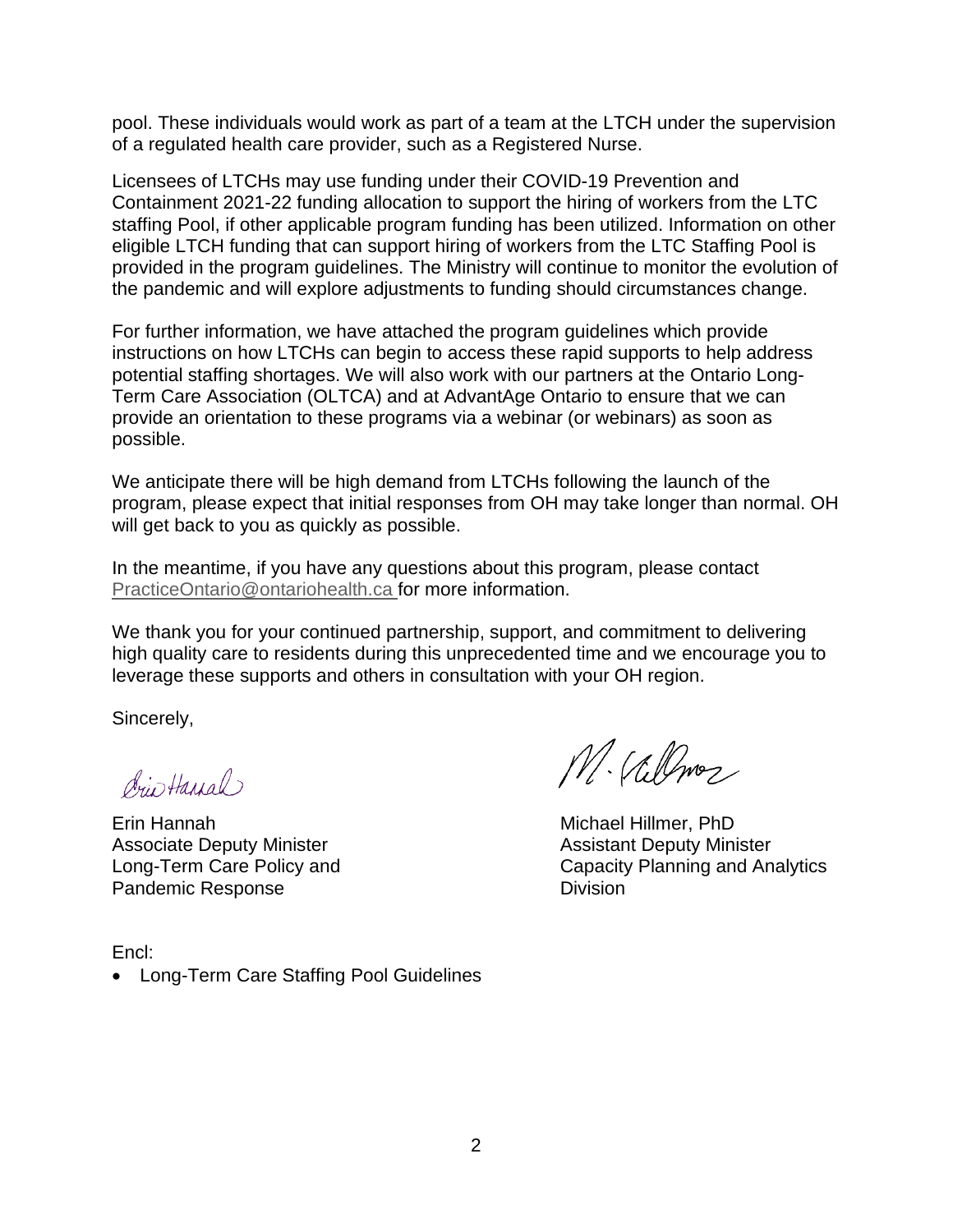pool. These individuals would work as part of a team at the LTCH under the supervision of a regulated health care provider, such as a Registered Nurse.

Licensees of LTCHs may use funding under their COVID-19 Prevention and Containment 2021-22 funding allocation to support the hiring of workers from the LTC staffing Pool, if other applicable program funding has been utilized. Information on other eligible LTCH funding that can support hiring of workers from the LTC Staffing Pool is provided in the program guidelines. The Ministry will continue to monitor the evolution of the pandemic and will explore adjustments to funding should circumstances change.

For further information, we have attached the program guidelines which provide instructions on how LTCHs can begin to access these rapid supports to help address potential staffing shortages. We will also work with our partners at the Ontario Long-Term Care Association (OLTCA) and at AdvantAge Ontario to ensure that we can provide an orientation to these programs via a webinar (or webinars) as soon as possible.

We anticipate there will be high demand from LTCHs following the launch of the program, please expect that initial responses from OH may take longer than normal. OH will get back to you as quickly as possible.

In the meantime, if you have any questions about this program, please contact PracticeOntario@ontariohealth.ca for more information.

We thank you for your continued partnership, support, and commitment to delivering high quality care to residents during this unprecedented time and we encourage you to leverage these supports and others in consultation with your OH region.

Sincerely,

Erin Hannah
Associate Deputy Minister
Long-Term Care Policy and Pandemic Response

Michael Hillmer, PhD
Assistant Deputy Minister
Capacity Planning and Analytics Division

Encl:

- Long-Term Care Staffing Pool Guidelines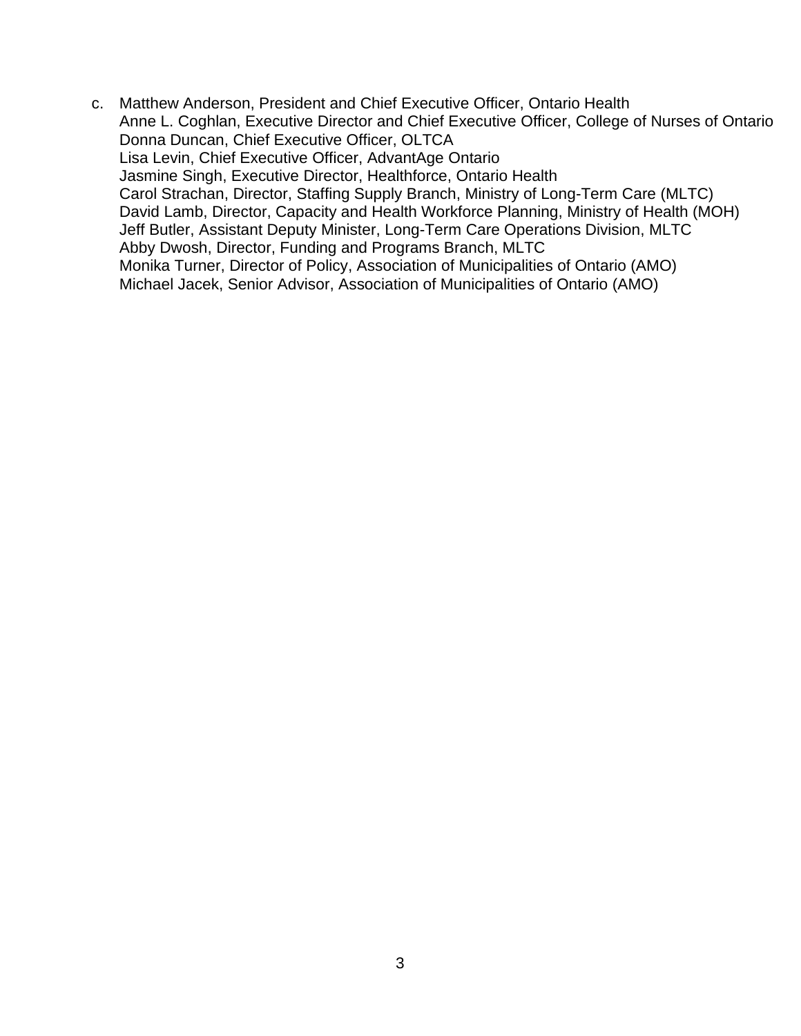c. Matthew Anderson, President and Chief Executive Officer, Ontario Health
   Anne L. Coghlan, Executive Director and Chief Executive Officer, College of Nurses of Ontario
   Donna Duncan, Chief Executive Officer, OLTCA
   Lisa Levin, Chief Executive Officer, AdvantAge Ontario
   Jasmine Singh, Executive Director, Healthforce, Ontario Health
   Carol Strachan, Director, Staffing Supply Branch, Ministry of Long-Term Care (MLTC)
   David Lamb, Director, Capacity and Health Workforce Planning, Ministry of Health (MOH)
   Jeff Butler, Assistant Deputy Minister, Long-Term Care Operations Division, MLTC
   Abby Dwosh, Director, Funding and Programs Branch, MLTC
   Monika Turner, Director of Policy, Association of Municipalities of Ontario (AMO)
   Michael Jacek, Senior Advisor, Association of Municipalities of Ontario (AMO)